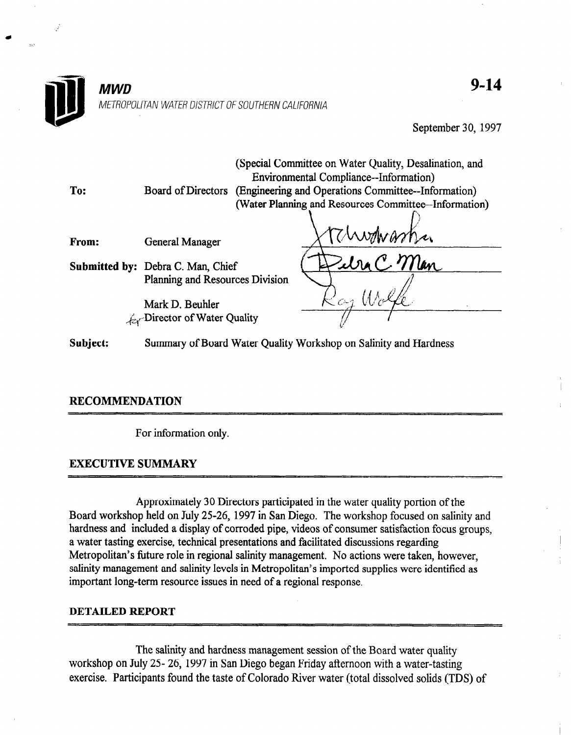**MWD**

METROPOLITAN WATER DISTRICT OF SOUTHERN CALIFORNIA

**9-14**

September 30, 1997

| | | |
|---|---|---|
| **To:** | Board of Directors | (Special Committee on Water Quality, Desalination, and Environmental Compliance--Information) (Engineering and Operations Committee--Information) (Water Planning and Resources Committee--Information) |
| **From:** | General Manager | |
| **Submitted by:** | Debra C. Man, Chief Planning and Resources Division | |
| | Mark D. Beuhler for Director of Water Quality | |
| **Subject:** | Summary of Board Water Quality Workshop on Salinity and Hardness | |

## RECOMMENDATION

For information only.

## EXECUTIVE SUMMARY

Approximately 30 Directors participated in the water quality portion of the Board workshop held on July 25-26, 1997 in San Diego. The workshop focused on salinity and hardness and included a display of corroded pipe, videos of consumer satisfaction focus groups, a water tasting exercise, technical presentations and facilitated discussions regarding Metropolitan's future role in regional salinity management. No actions were taken, however, salinity management and salinity levels in Metropolitan's imported supplies were identified as important long-term resource issues in need of a regional response.

## DETAILED REPORT

The salinity and hardness management session of the Board water quality workshop on July 25- 26, 1997 in San Diego began Friday afternoon with a water-tasting exercise. Participants found the taste of Colorado River water (total dissolved solids (TDS) of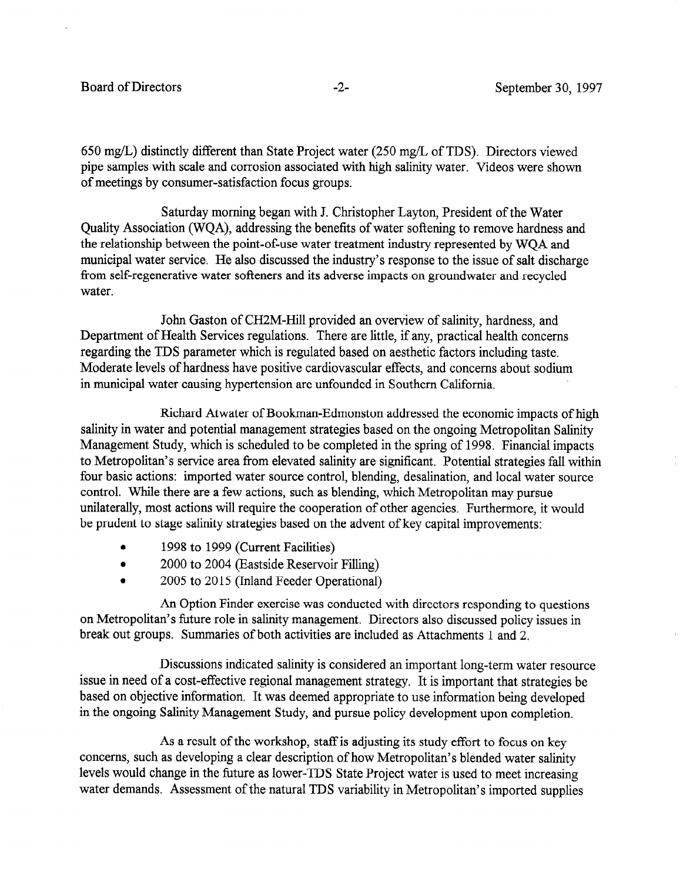650 mg/L) distinctly different than State Project water (250 mg/L of TDS). Directors viewed pipe samples with scale and corrosion associated with high salinity water. Videos were shown of meetings by consumer-satisfaction focus groups.

Saturday morning began with J. Christopher Layton, President of the Water Quality Association (WQA), addressing the benefits of water softening to remove hardness and the relationship between the point-of-use water treatment industry represented by WQA and municipal water service. He also discussed the industry's response to the issue of salt discharge from self-regenerative water softeners and its adverse impacts on groundwater and recycled water.

John Gaston of CH2M-Hill provided an overview of salinity, hardness, and Department of Health Services regulations. There are little, if any, practical health concerns regarding the TDS parameter which is regulated based on aesthetic factors including taste. Moderate levels of hardness have positive cardiovascular effects, and concerns about sodium in municipal water causing hypertension are unfounded in Southern California.

Richard Atwater of Bookman-Edmonston addressed the economic impacts of high salinity in water and potential management strategies based on the ongoing Metropolitan Salinity Management Study, which is scheduled to be completed in the spring of 1998. Financial impacts to Metropolitan's service area from elevated salinity are significant. Potential strategies fall within four basic actions: imported water source control, blending, desalination, and local water source control. While there are a few actions, such as blending, which Metropolitan may pursue unilaterally, most actions will require the cooperation of other agencies. Furthermore, it would be prudent to stage salinity strategies based on the advent of key capital improvements:

- 1998 to 1999 (Current Facilities)
- 2000 to 2004 (Eastside Reservoir Filling)
- 2005 to 2015 (Inland Feeder Operational)

An Option Finder exercise was conducted with directors responding to questions on Metropolitan's future role in salinity management. Directors also discussed policy issues in break out groups. Summaries of both activities are included as Attachments 1 and 2.

Discussions indicated salinity is considered an important long-term water resource issue in need of a cost-effective regional management strategy. It is important that strategies be based on objective information. It was deemed appropriate to use information being developed in the ongoing Salinity Management Study, and pursue policy development upon completion.

As a result of the workshop, staff is adjusting its study effort to focus on key concerns, such as developing a clear description of how Metropolitan's blended water salinity levels would change in the future as lower-TDS State Project water is used to meet increasing water demands. Assessment of the natural TDS variability in Metropolitan's imported supplies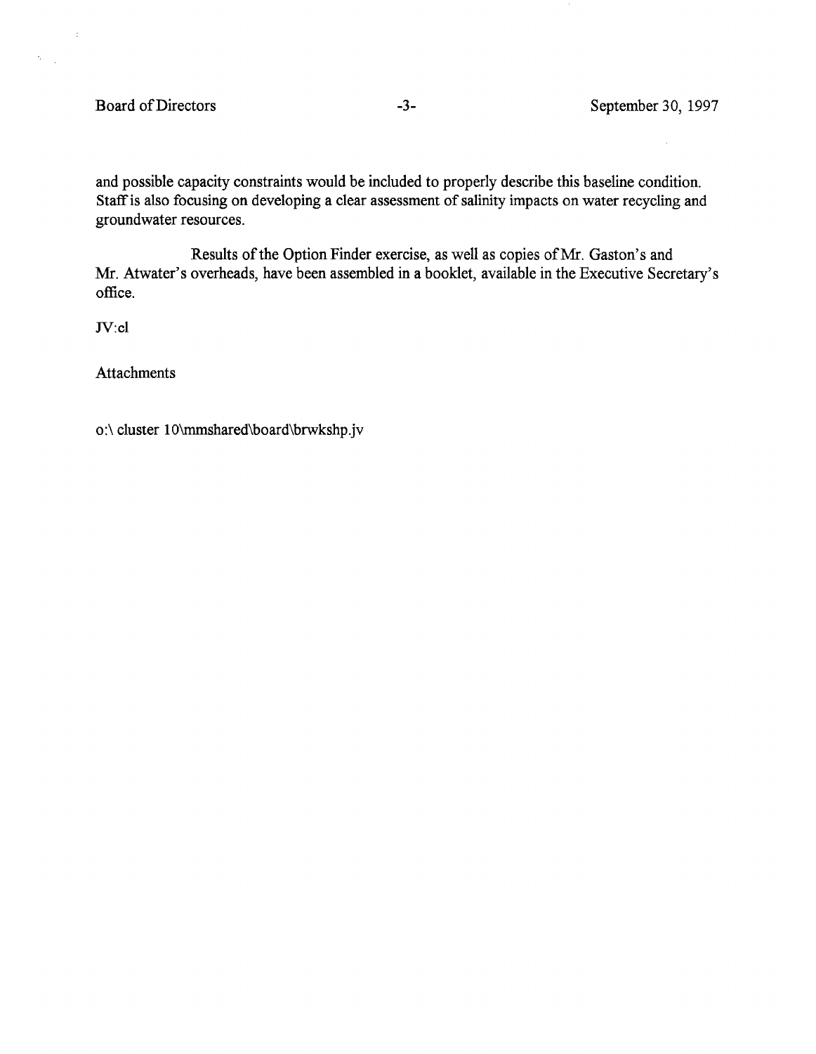and possible capacity constraints would be included to properly describe this baseline condition. Staff is also focusing on developing a clear assessment of salinity impacts on water recycling and groundwater resources.

Results of the Option Finder exercise, as well as copies of Mr. Gaston's and Mr. Atwater's overheads, have been assembled in a booklet, available in the Executive Secretary's office.

JV:cl

Attachments

o:\ cluster 10\mmshared\board\brwkshp.jv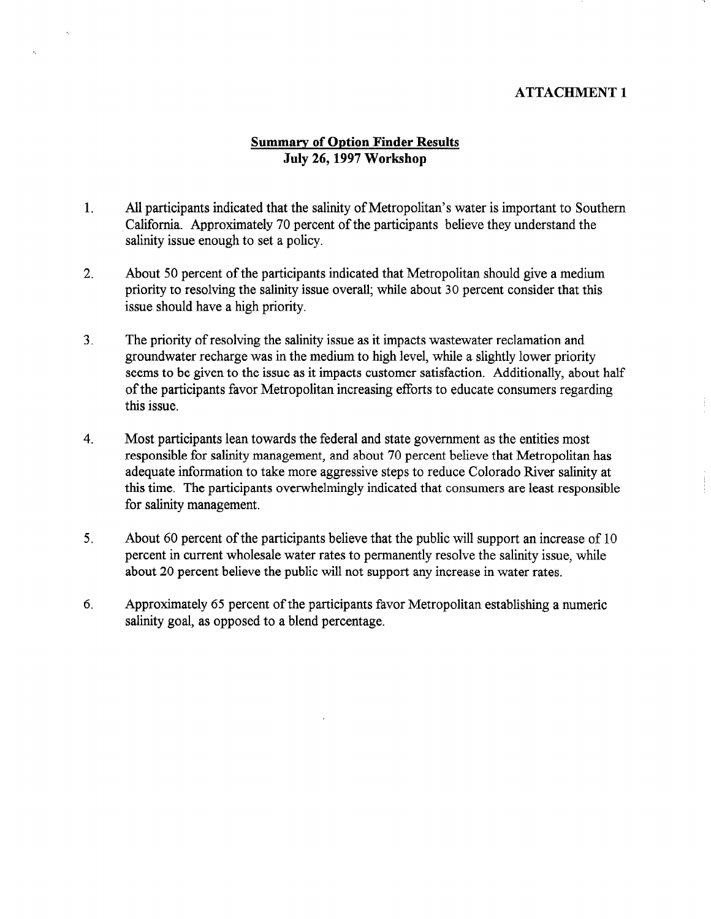**ATTACHMENT 1**

**Summary of Option Finder Results**
**July 26, 1997 Workshop**

1. All participants indicated that the salinity of Metropolitan's water is important to Southern California. Approximately 70 percent of the participants believe they understand the salinity issue enough to set a policy.

2. About 50 percent of the participants indicated that Metropolitan should give a medium priority to resolving the salinity issue overall; while about 30 percent consider that this issue should have a high priority.

3. The priority of resolving the salinity issue as it impacts wastewater reclamation and groundwater recharge was in the medium to high level, while a slightly lower priority seems to be given to the issue as it impacts customer satisfaction. Additionally, about half of the participants favor Metropolitan increasing efforts to educate consumers regarding this issue.

4. Most participants lean towards the federal and state government as the entities most responsible for salinity management, and about 70 percent believe that Metropolitan has adequate information to take more aggressive steps to reduce Colorado River salinity at this time. The participants overwhelmingly indicated that consumers are least responsible for salinity management.

5. About 60 percent of the participants believe that the public will support an increase of 10 percent in current wholesale water rates to permanently resolve the salinity issue, while about 20 percent believe the public will not support any increase in water rates.

6. Approximately 65 percent of the participants favor Metropolitan establishing a numeric salinity goal, as opposed to a blend percentage.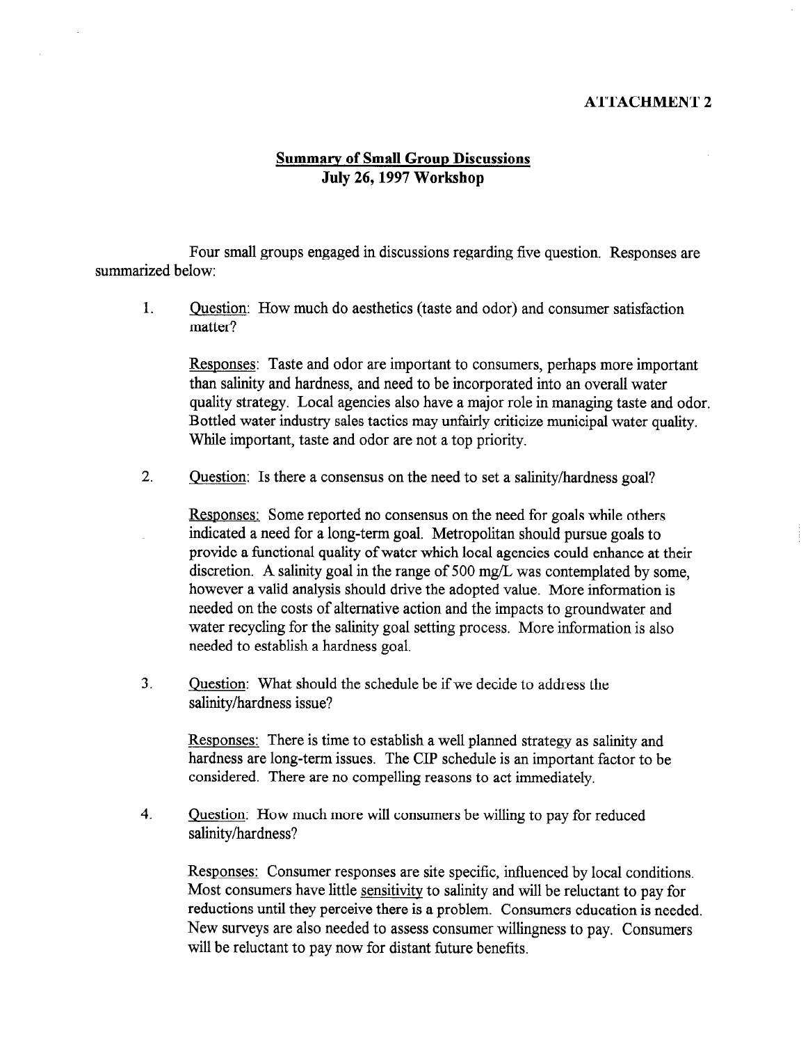**ATTACHMENT 2**

**Summary of Small Group Discussions**
**July 26, 1997 Workshop**

Four small groups engaged in discussions regarding five question. Responses are summarized below:

1. Question: How much do aesthetics (taste and odor) and consumer satisfaction matter?

   Responses: Taste and odor are important to consumers, perhaps more important than salinity and hardness, and need to be incorporated into an overall water quality strategy. Local agencies also have a major role in managing taste and odor. Bottled water industry sales tactics may unfairly criticize municipal water quality. While important, taste and odor are not a top priority.

2. Question: Is there a consensus on the need to set a salinity/hardness goal?

   Responses: Some reported no consensus on the need for goals while others indicated a need for a long-term goal. Metropolitan should pursue goals to provide a functional quality of water which local agencies could enhance at their discretion. A salinity goal in the range of 500 mg/L was contemplated by some, however a valid analysis should drive the adopted value. More information is needed on the costs of alternative action and the impacts to groundwater and water recycling for the salinity goal setting process. More information is also needed to establish a hardness goal.

3. Question: What should the schedule be if we decide to address the salinity/hardness issue?

   Responses: There is time to establish a well planned strategy as salinity and hardness are long-term issues. The CIP schedule is an important factor to be considered. There are no compelling reasons to act immediately.

4. Question: How much more will consumers be willing to pay for reduced salinity/hardness?

   Responses: Consumer responses are site specific, influenced by local conditions. Most consumers have little sensitivity to salinity and will be reluctant to pay for reductions until they perceive there is a problem. Consumers education is needed. New surveys are also needed to assess consumer willingness to pay. Consumers will be reluctant to pay now for distant future benefits.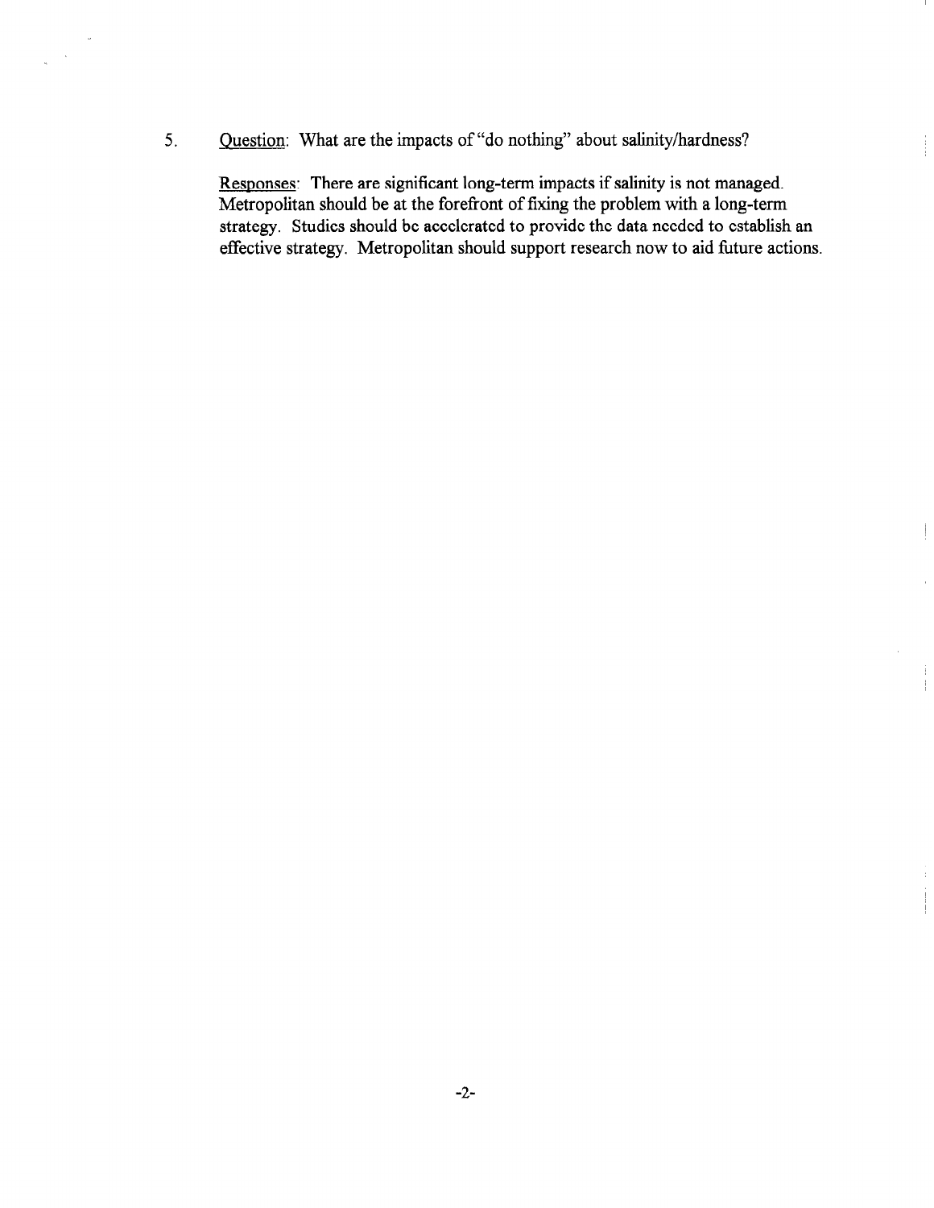5. Question: What are the impacts of "do nothing" about salinity/hardness?

   Responses: There are significant long-term impacts if salinity is not managed. Metropolitan should be at the forefront of fixing the problem with a long-term strategy. Studies should be accelerated to provide the data needed to establish an effective strategy. Metropolitan should support research now to aid future actions.